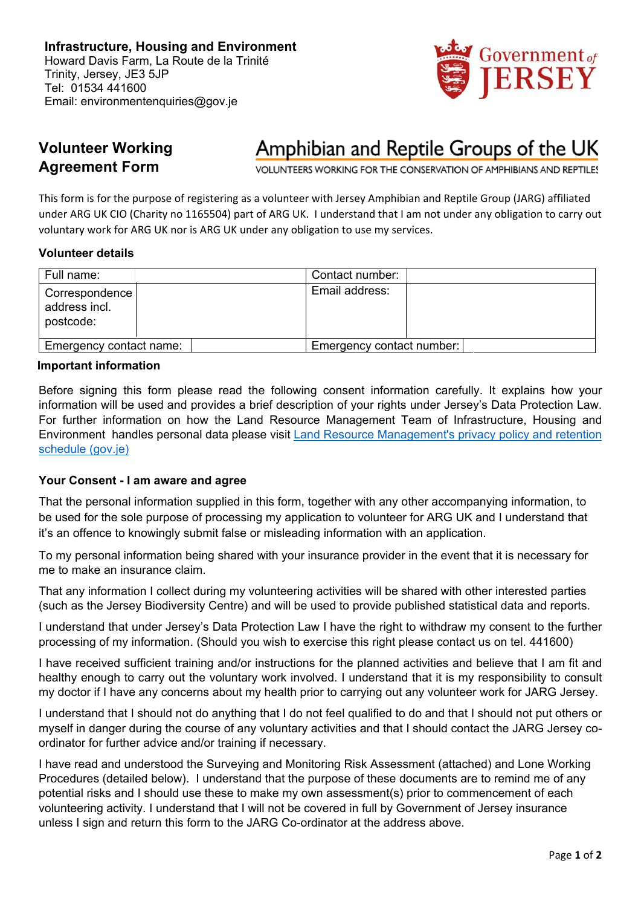**Infrastructure, Housing and Environment**
Howard Davis Farm, La Route de la Trinité
Trinity, Jersey, JE3 5JP
Tel: 01534 441600
Email: environmentenquiries@gov.je

Government of JERSEY

## Volunteer Working Agreement Form

Amphibian and Reptile Groups of the UK
VOLUNTEERS WORKING FOR THE CONSERVATION OF AMPHIBIANS AND REPTILES

This form is for the purpose of registering as a volunteer with Jersey Amphibian and Reptile Group (JARG) affiliated under ARG UK CIO (Charity no 1165504) part of ARG UK. I understand that I am not under any obligation to carry out voluntary work for ARG UK nor is ARG UK under any obligation to use my services.

### Volunteer details

| Full name: | | Contact number: | |
|---|---|---|---|
| Correspondence address incl. postcode: | | Email address: | |
| Emergency contact name: | | Emergency contact number: | |

### Important information

Before signing this form please read the following consent information carefully. It explains how your information will be used and provides a brief description of your rights under Jersey's Data Protection Law. For further information on how the Land Resource Management Team of Infrastructure, Housing and Environment handles personal data please visit [Land Resource Management's privacy policy and retention schedule (gov.je)]

### Your Consent - I am aware and agree

That the personal information supplied in this form, together with any other accompanying information, to be used for the sole purpose of processing my application to volunteer for ARG UK and I understand that it's an offence to knowingly submit false or misleading information with an application.

To my personal information being shared with your insurance provider in the event that it is necessary for me to make an insurance claim.

That any information I collect during my volunteering activities will be shared with other interested parties (such as the Jersey Biodiversity Centre) and will be used to provide published statistical data and reports.

I understand that under Jersey's Data Protection Law I have the right to withdraw my consent to the further processing of my information. (Should you wish to exercise this right please contact us on tel. 441600)

I have received sufficient training and/or instructions for the planned activities and believe that I am fit and healthy enough to carry out the voluntary work involved. I understand that it is my responsibility to consult my doctor if I have any concerns about my health prior to carrying out any volunteer work for JARG Jersey.

I understand that I should not do anything that I do not feel qualified to do and that I should not put others or myself in danger during the course of any voluntary activities and that I should contact the JARG Jersey co-ordinator for further advice and/or training if necessary.

I have read and understood the Surveying and Monitoring Risk Assessment (attached) and Lone Working Procedures (detailed below). I understand that the purpose of these documents are to remind me of any potential risks and I should use these to make my own assessment(s) prior to commencement of each volunteering activity. I understand that I will not be covered in full by Government of Jersey insurance unless I sign and return this form to the JARG Co-ordinator at the address above.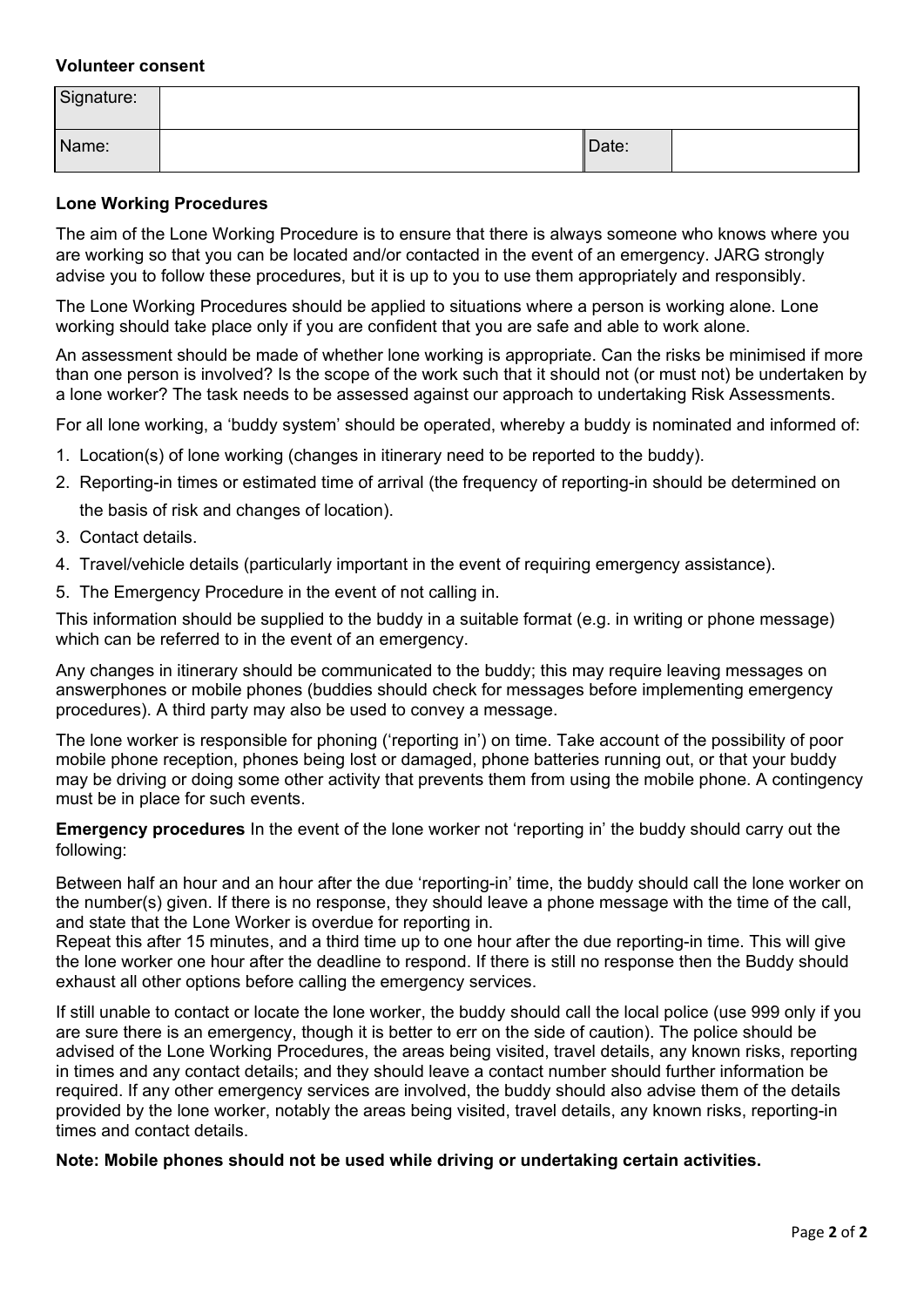**Volunteer consent**

| | | | |
|---|---|---|---|
| Signature: | | | |
| Name: | | Date: | |

**Lone Working Procedures**

The aim of the Lone Working Procedure is to ensure that there is always someone who knows where you are working so that you can be located and/or contacted in the event of an emergency. JARG strongly advise you to follow these procedures, but it is up to you to use them appropriately and responsibly.

The Lone Working Procedures should be applied to situations where a person is working alone. Lone working should take place only if you are confident that you are safe and able to work alone.

An assessment should be made of whether lone working is appropriate. Can the risks be minimised if more than one person is involved? Is the scope of the work such that it should not (or must not) be undertaken by a lone worker? The task needs to be assessed against our approach to undertaking Risk Assessments.

For all lone working, a 'buddy system' should be operated, whereby a buddy is nominated and informed of:

1. Location(s) of lone working (changes in itinerary need to be reported to the buddy).
2. Reporting-in times or estimated time of arrival (the frequency of reporting-in should be determined on the basis of risk and changes of location).
3. Contact details.
4. Travel/vehicle details (particularly important in the event of requiring emergency assistance).
5. The Emergency Procedure in the event of not calling in.

This information should be supplied to the buddy in a suitable format (e.g. in writing or phone message) which can be referred to in the event of an emergency.

Any changes in itinerary should be communicated to the buddy; this may require leaving messages on answerphones or mobile phones (buddies should check for messages before implementing emergency procedures). A third party may also be used to convey a message.

The lone worker is responsible for phoning ('reporting in') on time. Take account of the possibility of poor mobile phone reception, phones being lost or damaged, phone batteries running out, or that your buddy may be driving or doing some other activity that prevents them from using the mobile phone. A contingency must be in place for such events.

**Emergency procedures** In the event of the lone worker not 'reporting in' the buddy should carry out the following:

Between half an hour and an hour after the due 'reporting-in' time, the buddy should call the lone worker on the number(s) given. If there is no response, they should leave a phone message with the time of the call, and state that the Lone Worker is overdue for reporting in.
Repeat this after 15 minutes, and a third time up to one hour after the due reporting-in time. This will give the lone worker one hour after the deadline to respond. If there is still no response then the Buddy should exhaust all other options before calling the emergency services.

If still unable to contact or locate the lone worker, the buddy should call the local police (use 999 only if you are sure there is an emergency, though it is better to err on the side of caution). The police should be advised of the Lone Working Procedures, the areas being visited, travel details, any known risks, reporting in times and any contact details; and they should leave a contact number should further information be required. If any other emergency services are involved, the buddy should also advise them of the details provided by the lone worker, notably the areas being visited, travel details, any known risks, reporting-in times and contact details.

**Note: Mobile phones should not be used while driving or undertaking certain activities.**